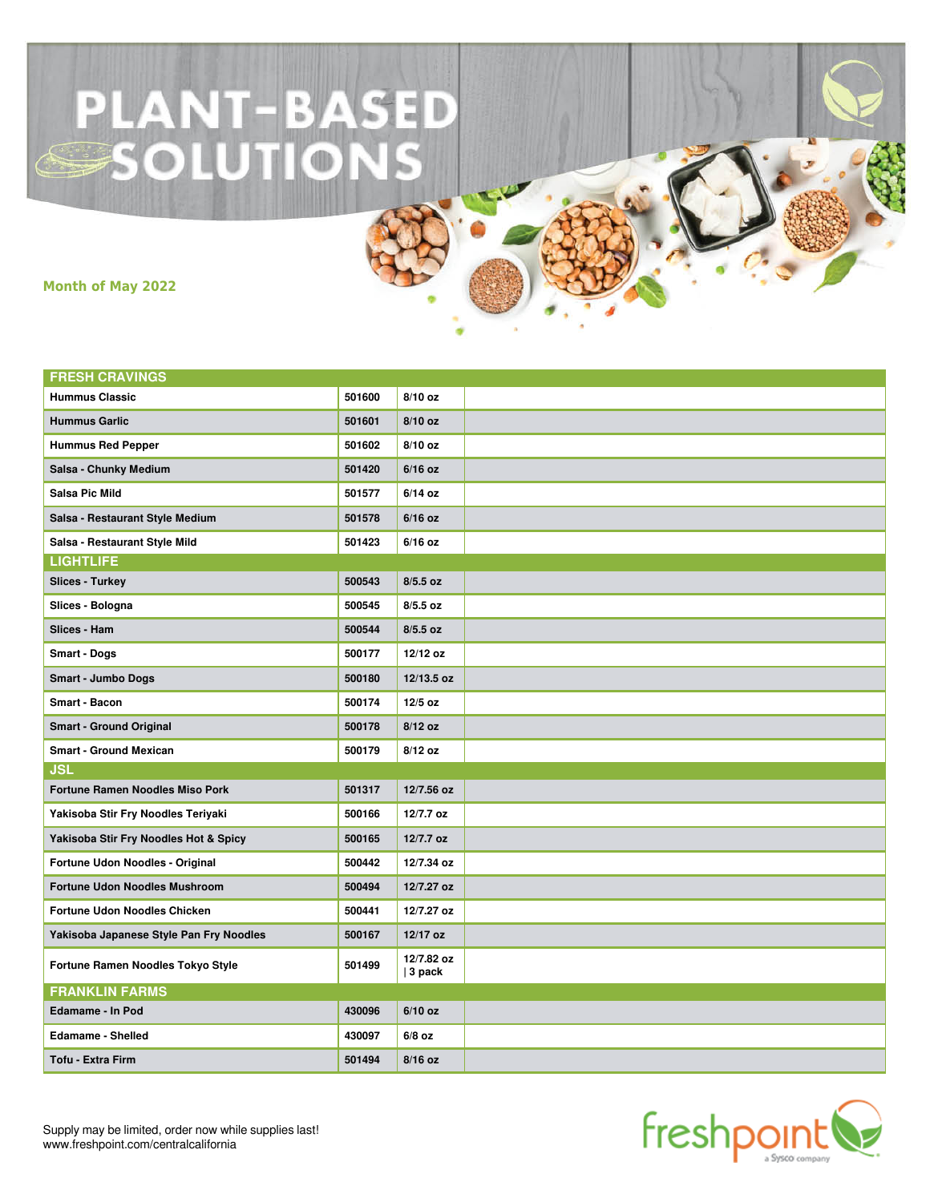# PLANT-BASED SOLUTIONS

**Month of May 2022**

| FRESH CRAVINGS | | | |
|---|---|---|---|
| Hummus Classic | 501600 | 8/10 oz | |
| Hummus Garlic | 501601 | 8/10 oz | |
| Hummus Red Pepper | 501602 | 8/10 oz | |
| Salsa - Chunky Medium | 501420 | 6/16 oz | |
| Salsa Pic Mild | 501577 | 6/14 oz | |
| Salsa - Restaurant Style Medium | 501578 | 6/16 oz | |
| Salsa - Restaurant Style Mild | 501423 | 6/16 oz | |
| **LIGHTLIFE** | | | |
| Slices - Turkey | 500543 | 8/5.5 oz | |
| Slices - Bologna | 500545 | 8/5.5 oz | |
| Slices - Ham | 500544 | 8/5.5 oz | |
| Smart - Dogs | 500177 | 12/12 oz | |
| Smart - Jumbo Dogs | 500180 | 12/13.5 oz | |
| Smart - Bacon | 500174 | 12/5 oz | |
| Smart - Ground Original | 500178 | 8/12 oz | |
| Smart - Ground Mexican | 500179 | 8/12 oz | |
| **JSL** | | | |
| Fortune Ramen Noodles Miso Pork | 501317 | 12/7.56 oz | |
| Yakisoba Stir Fry Noodles Teriyaki | 500166 | 12/7.7 oz | |
| Yakisoba Stir Fry Noodles Hot & Spicy | 500165 | 12/7.7 oz | |
| Fortune Udon Noodles - Original | 500442 | 12/7.34 oz | |
| Fortune Udon Noodles Mushroom | 500494 | 12/7.27 oz | |
| Fortune Udon Noodles Chicken | 500441 | 12/7.27 oz | |
| Yakisoba Japanese Style Pan Fry Noodles | 500167 | 12/17 oz | |
| Fortune Ramen Noodles Tokyo Style | 501499 | 12/7.82 oz \| 3 pack | |
| **FRANKLIN FARMS** | | | |
| Edamame - In Pod | 430096 | 6/10 oz | |
| Edamame - Shelled | 430097 | 6/8 oz | |
| Tofu - Extra Firm | 501494 | 8/16 oz | |

Supply may be limited, order now while supplies last!
www.freshpoint.com/centralcalifornia

freshpoint a Sysco company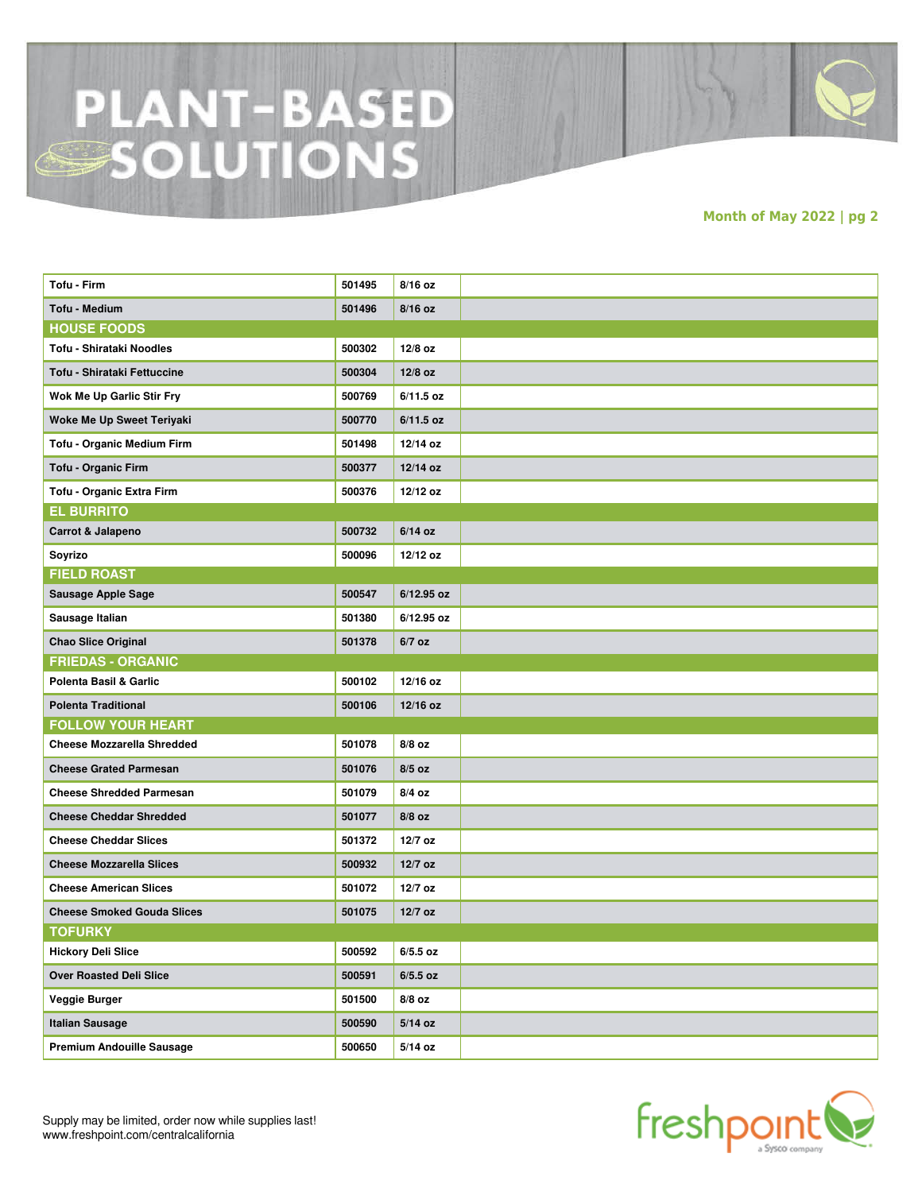# PLANT-BASED SOLUTIONS

**Month of May 2022 | pg 2**

| | | | |
|---|---|---|---|
| Tofu - Firm | 501495 | 8/16 oz | |
| Tofu - Medium | 501496 | 8/16 oz | |
| **HOUSE FOODS** | | | |
| Tofu - Shirataki Noodles | 500302 | 12/8 oz | |
| Tofu - Shirataki Fettuccine | 500304 | 12/8 oz | |
| Wok Me Up Garlic Stir Fry | 500769 | 6/11.5 oz | |
| Woke Me Up Sweet Teriyaki | 500770 | 6/11.5 oz | |
| Tofu - Organic Medium Firm | 501498 | 12/14 oz | |
| Tofu - Organic Firm | 500377 | 12/14 oz | |
| Tofu - Organic Extra Firm | 500376 | 12/12 oz | |
| **EL BURRITO** | | | |
| Carrot & Jalapeno | 500732 | 6/14 oz | |
| Soyrizo | 500096 | 12/12 oz | |
| **FIELD ROAST** | | | |
| Sausage Apple Sage | 500547 | 6/12.95 oz | |
| Sausage Italian | 501380 | 6/12.95 oz | |
| Chao Slice Original | 501378 | 6/7 oz | |
| **FRIEDAS - ORGANIC** | | | |
| Polenta Basil & Garlic | 500102 | 12/16 oz | |
| Polenta Traditional | 500106 | 12/16 oz | |
| **FOLLOW YOUR HEART** | | | |
| Cheese Mozzarella Shredded | 501078 | 8/8 oz | |
| Cheese Grated Parmesan | 501076 | 8/5 oz | |
| Cheese Shredded Parmesan | 501079 | 8/4 oz | |
| Cheese Cheddar Shredded | 501077 | 8/8 oz | |
| Cheese Cheddar Slices | 501372 | 12/7 oz | |
| Cheese Mozzarella Slices | 500932 | 12/7 oz | |
| Cheese American Slices | 501072 | 12/7 oz | |
| Cheese Smoked Gouda Slices | 501075 | 12/7 oz | |
| **TOFURKY** | | | |
| Hickory Deli Slice | 500592 | 6/5.5 oz | |
| Over Roasted Deli Slice | 500591 | 6/5.5 oz | |
| Veggie Burger | 501500 | 8/8 oz | |
| Italian Sausage | 500590 | 5/14 oz | |
| Premium Andouille Sausage | 500650 | 5/14 oz | |

Supply may be limited, order now while supplies last!
www.freshpoint.com/centralcalifornia

freshpoint a Sysco company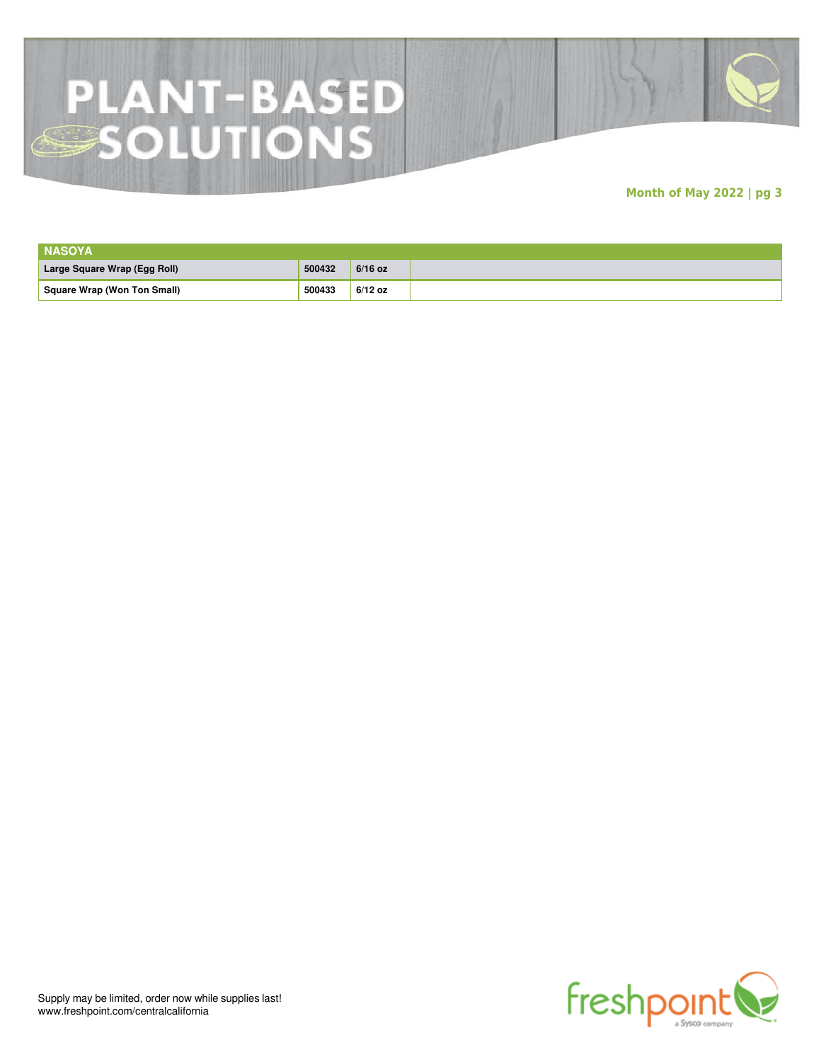# PLANT-BASED SOLUTIONS

**Month of May 2022 | pg 3**

| NASOYA | | | |
|---|---|---|---|
| Large Square Wrap (Egg Roll) | 500432 | 6/16 oz | |
| Square Wrap (Won Ton Small) | 500433 | 6/12 oz | |

Supply may be limited, order now while supplies last!
www.freshpoint.com/centralcalifornia

freshpoint a Sysco company